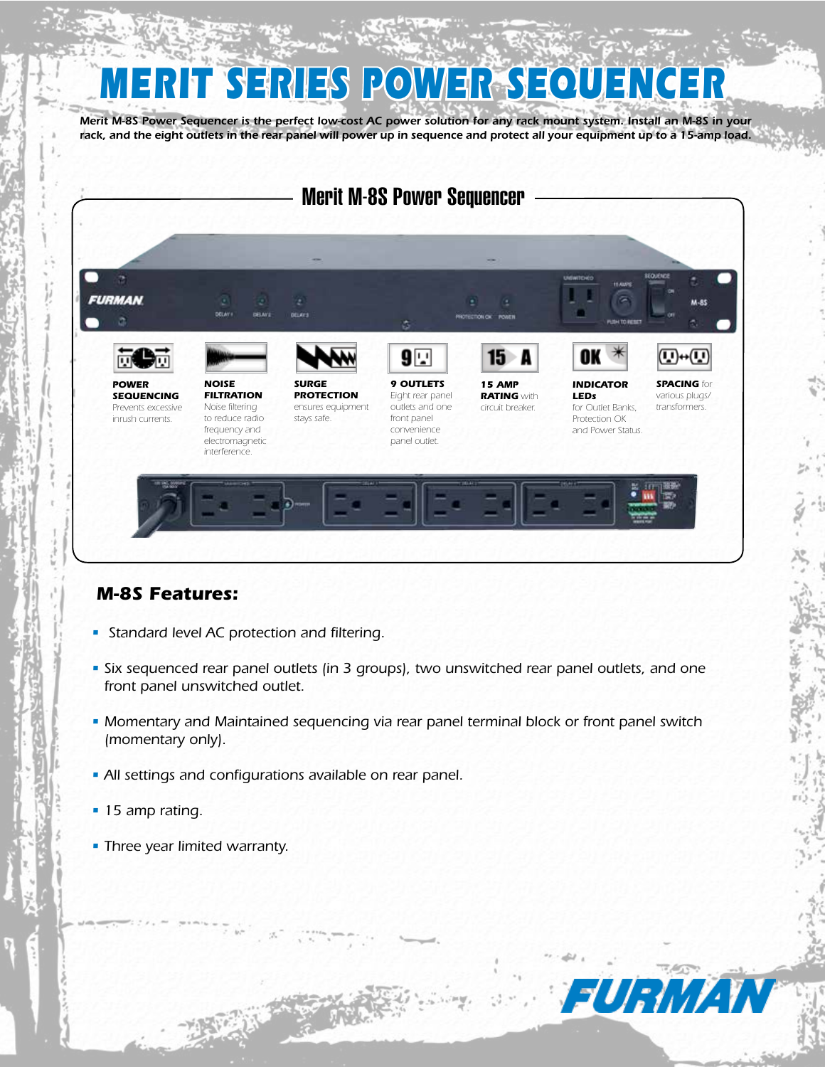# MERIT SERIES POWER SEQUENCER

*Merit M-8S Power Sequencer is the perfect low-cost AC power solution for any rack mount system. Install an M-8S in your rack, and the eight outlets in the rear panel will power up in sequence and protect all your equipment up to a 15-amp load.*

## Merit M-8S Power Sequencer

**POWER SEQUENCING** Prevents excessive inrush currents.

**NOISE FILTRATION** Noise filtering to reduce radio frequency and electromagnetic interference.

**SURGE PROTECTION** ensures equipment stays safe.

**9 OUTLETS** Eight rear panel outlets and one front panel convenience panel outlet.

**15 AMP RATING** with circuit breaker.

**INDICATOR LEDs** for Outlet Banks, Protection OK and Power Status.

**SPACING** for various plugs/ transformers.

## *M-8S Features:*

- *Standard level AC protection and filtering.*
- *Six sequenced rear panel outlets (in 3 groups), two unswitched rear panel outlets, and one front panel unswitched outlet.*
- *Momentary and Maintained sequencing via rear panel terminal block or front panel switch (momentary only).*
- *All settings and configurations available on rear panel.*
- *15 amp rating.*
- *Three year limited warranty.*

FURMAN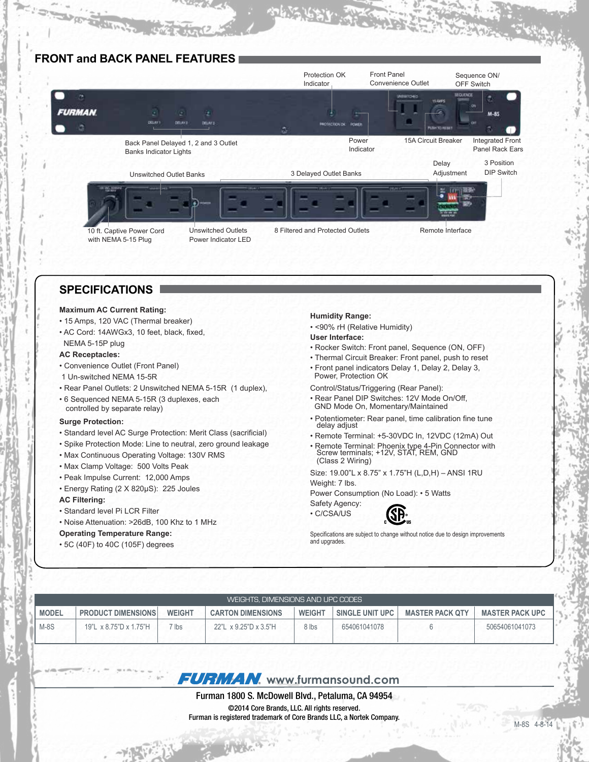## FRONT and BACK PANEL FEATURES

Protection OK Indicator

Front Panel Convenience Outlet

Sequence ON/ OFF Switch

Back Panel Delayed 1, 2 and 3 Outlet Banks Indicator Lights

Power Indicator

15A Circuit Breaker

Integrated Front Panel Rack Ears

Delay Adjustment

3 Position DIP Switch

Unswitched Outlet Banks

3 Delayed Outlet Banks

10 ft. Captive Power Cord with NEMA 5-15 Plug

Unswitched Outlets Power Indicator LED

8 Filtered and Protected Outlets

Remote Interface

## SPECIFICATIONS

**Maximum AC Current Rating:**
- 15 Amps, 120 VAC (Thermal breaker)
- AC Cord: 14AWGx3, 10 feet, black, fixed, NEMA 5-15P plug

**AC Receptacles:**
- Convenience Outlet (Front Panel) 1 Un-switched NEMA 15-5R
- Rear Panel Outlets: 2 Unswitched NEMA 5-15R (1 duplex),
- 6 Sequenced NEMA 5-15R (3 duplexes, each controlled by separate relay)

**Surge Protection:**
- Standard level AC Surge Protection: Merit Class (sacrificial)
- Spike Protection Mode: Line to neutral, zero ground leakage
- Max Continuous Operating Voltage: 130V RMS
- Max Clamp Voltage: 500 Volts Peak
- Peak Impulse Current: 12,000 Amps
- Energy Rating (2 X 820μS): 225 Joules

**AC Filtering:**
- Standard level Pi LCR Filter
- Noise Attenuation: >26dB, 100 Khz to 1 MHz

**Operating Temperature Range:**
- 5C (40F) to 40C (105F) degrees

**Humidity Range:**
- <90% rH (Relative Humidity)

**User Interface:**
- Rocker Switch: Front panel, Sequence (ON, OFF)
- Thermal Circuit Breaker: Front panel, push to reset
- Front panel indicators Delay 1, Delay 2, Delay 3, Power, Protection OK

Control/Status/Triggering (Rear Panel):
- Rear Panel DIP Switches: 12V Mode On/Off, GND Mode On, Momentary/Maintained
- Potentiometer: Rear panel, time calibration fine tune delay adjust
- Remote Terminal: +5-30VDC In, 12VDC (12mA) Out
- Remote Terminal: Phoenix type 4-Pin Connector with Screw terminals; +12V, STAT, REM, GND (Class 2 Wiring)

Size: 19.00"L x 8.75" x 1.75"H (L,D,H) – ANSI 1RU

Weight: 7 lbs.

Power Consumption (No Load): • 5 Watts

Safety Agency:
- C/CSA/US

Specifications are subject to change without notice due to design improvements and upgrades.

| WEIGHTS, DIMENSIONS AND UPC CODES | | | | | | | |
|---|---|---|---|---|---|---|---|
| MODEL | PRODUCT DIMENSIONS | WEIGHT | CARTON DIMENSIONS | WEIGHT | SINGLE UNIT UPC | MASTER PACK QTY | MASTER PACK UPC |
| M-8S | 19"L x 8.75"D x 1.75"H | 7 lbs | 22"L x 9.25"D x 3.5"H | 8 lbs | 654061041078 | 6 | 50654061041073 |

FURMAN www.furmansound.com

Furman 1800 S. McDowell Blvd., Petaluma, CA 94954

©2014 Core Brands, LLC. All rights reserved.
Furman is registered trademark of Core Brands LLC, a Nortek Company.

M-8S 4-8-14